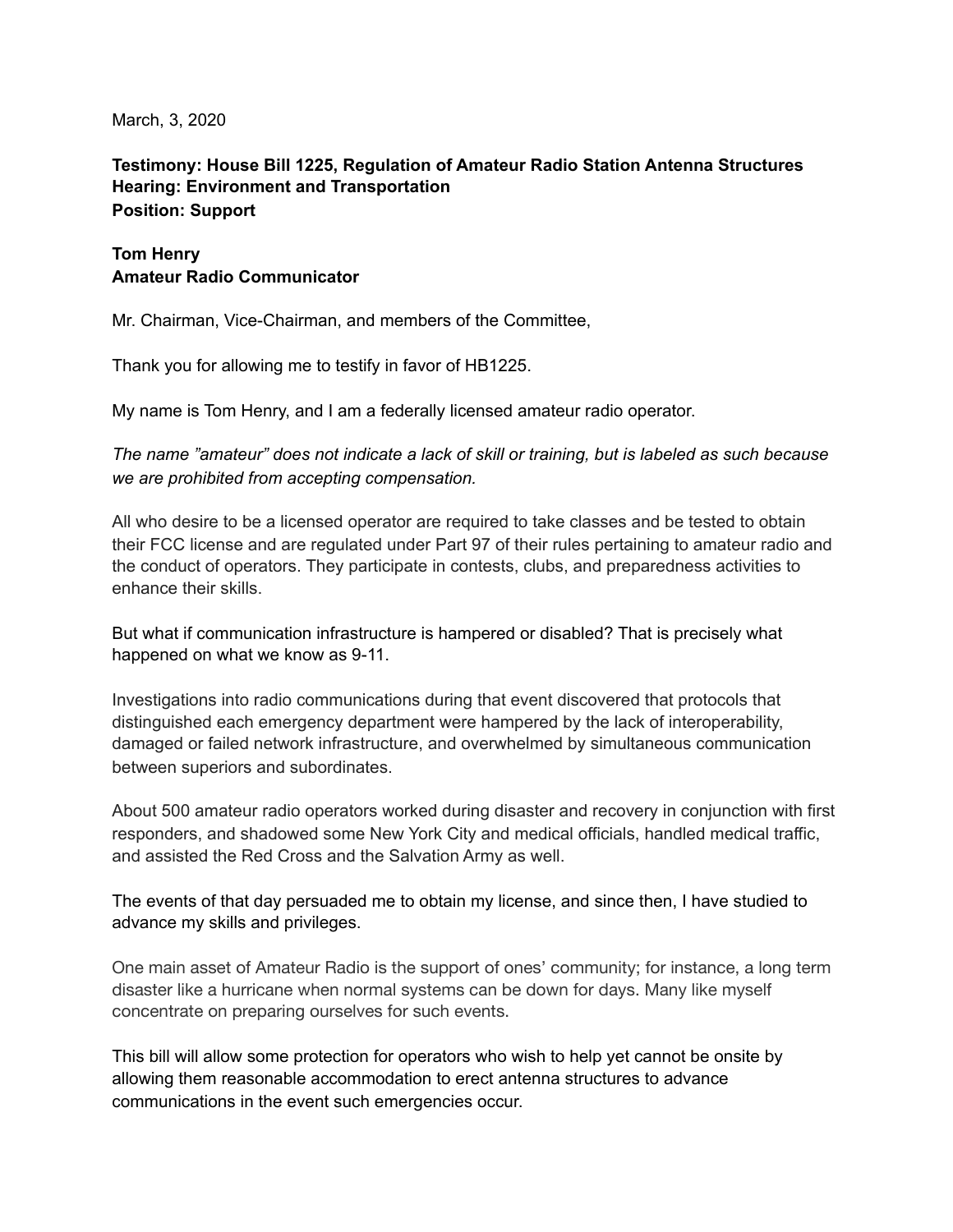March, 3, 2020

**Testimony: House Bill 1225, Regulation of Amateur Radio Station Antenna Structures**
**Hearing: Environment and Transportation**
**Position: Support**

**Tom Henry**
**Amateur Radio Communicator**

Mr. Chairman, Vice-Chairman, and members of the Committee,

Thank you for allowing me to testify in favor of HB1225.

My name is Tom Henry, and I am a federally licensed amateur radio operator.

*The name "amateur" does not indicate a lack of skill or training, but is labeled as such because we are prohibited from accepting compensation.*

All who desire to be a licensed operator are required to take classes and be tested to obtain their FCC license and are regulated under Part 97 of their rules pertaining to amateur radio and the conduct of operators. They participate in contests, clubs, and preparedness activities to enhance their skills.

But what if communication infrastructure is hampered or disabled? That is precisely what happened on what we know as 9-11.

Investigations into radio communications during that event discovered that protocols that distinguished each emergency department were hampered by the lack of interoperability, damaged or failed network infrastructure, and overwhelmed by simultaneous communication between superiors and subordinates.

About 500 amateur radio operators worked during disaster and recovery in conjunction with first responders, and shadowed some New York City and medical officials, handled medical traffic, and assisted the Red Cross and the Salvation Army as well.

The events of that day persuaded me to obtain my license, and since then, I have studied to advance my skills and privileges.

One main asset of Amateur Radio is the support of ones' community; for instance, a long term disaster like a hurricane when normal systems can be down for days. Many like myself concentrate on preparing ourselves for such events.

This bill will allow some protection for operators who wish to help yet cannot be onsite by allowing them reasonable accommodation to erect antenna structures to advance communications in the event such emergencies occur.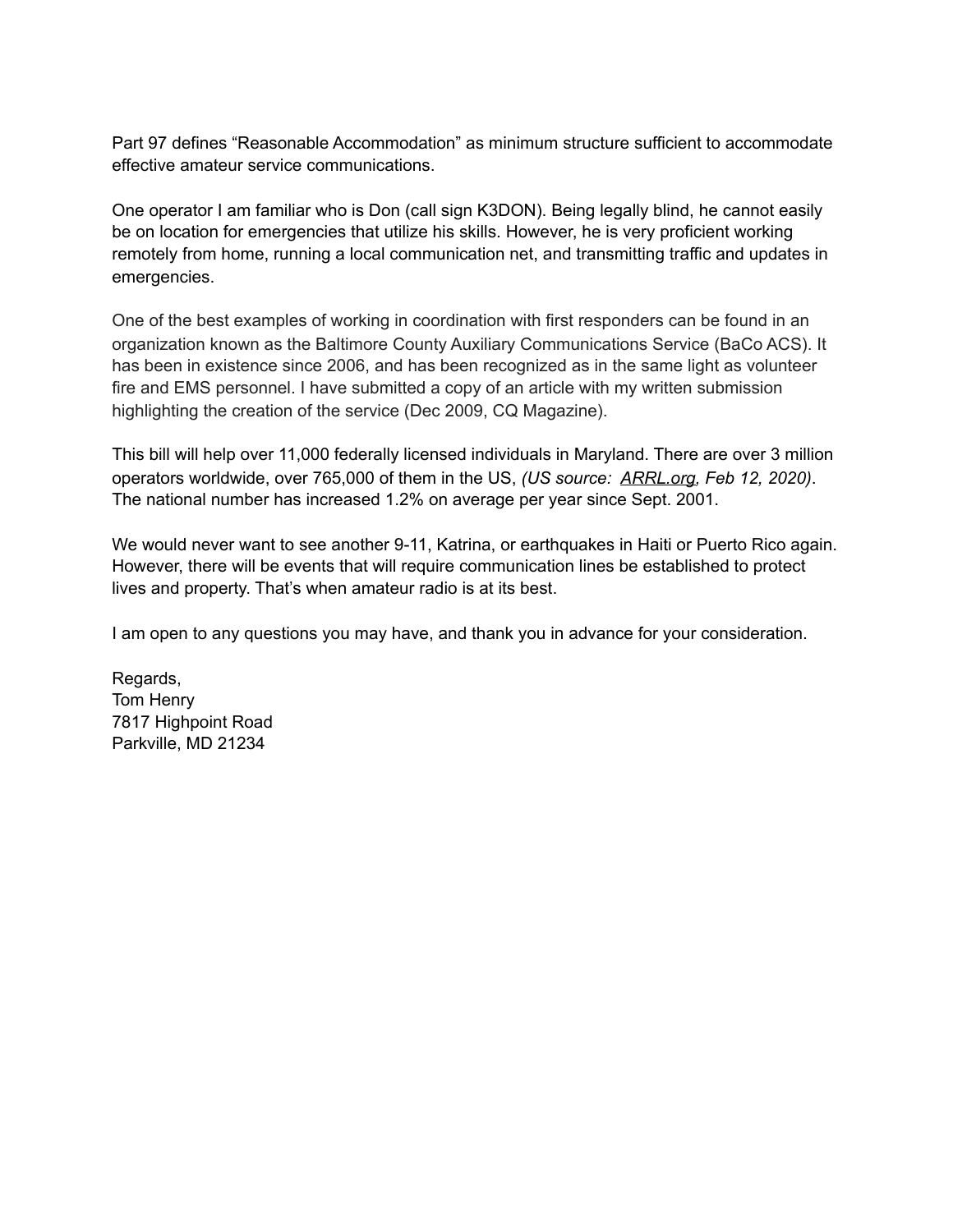Part 97 defines "Reasonable Accommodation" as minimum structure sufficient to accommodate effective amateur service communications.

One operator I am familiar who is Don (call sign K3DON). Being legally blind, he cannot easily be on location for emergencies that utilize his skills. However, he is very proficient working remotely from home, running a local communication net, and transmitting traffic and updates in emergencies.

One of the best examples of working in coordination with first responders can be found in an organization known as the Baltimore County Auxiliary Communications Service (BaCo ACS). It has been in existence since 2006, and has been recognized as in the same light as volunteer fire and EMS personnel. I have submitted a copy of an article with my written submission highlighting the creation of the service (Dec 2009, CQ Magazine).

This bill will help over 11,000 federally licensed individuals in Maryland. There are over 3 million operators worldwide, over 765,000 of them in the US, *(US source: ARRL.org, Feb 12, 2020)*. The national number has increased 1.2% on average per year since Sept. 2001.

We would never want to see another 9-11, Katrina, or earthquakes in Haiti or Puerto Rico again. However, there will be events that will require communication lines be established to protect lives and property. That's when amateur radio is at its best.

I am open to any questions you may have, and thank you in advance for your consideration.

Regards,
Tom Henry
7817 Highpoint Road
Parkville, MD 21234